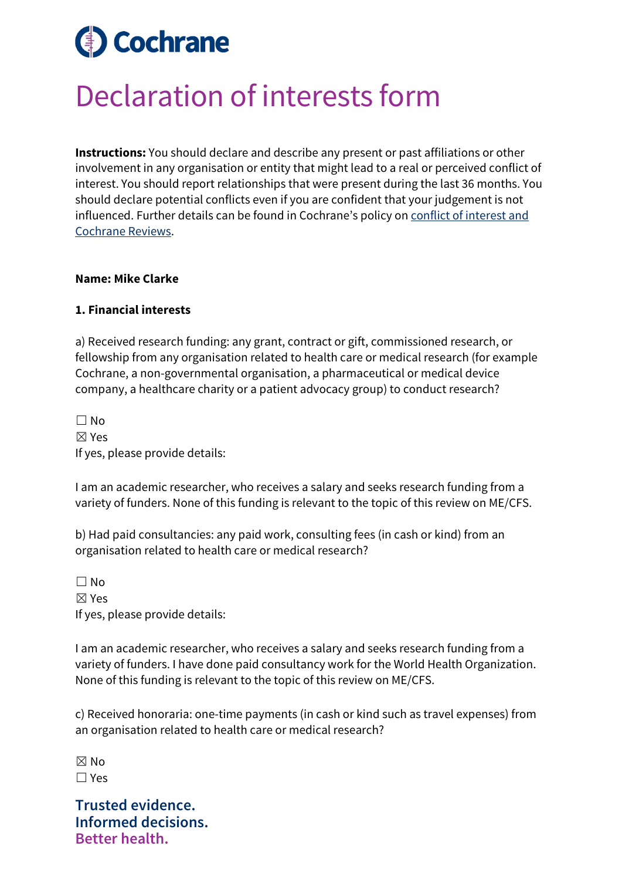# Declaration of interests form

**Instructions:** You should declare and describe any present or past affiliations or other involvement in any organisation or entity that might lead to a real or perceived conflict of interest. You should report relationships that were present during the last 36 months. You should declare potential conflicts even if you are confident that your judgement is not influenced. Further details can be found in Cochrane's policy on [conflict of interest and Cochrane Reviews](#).

**Name: Mike Clarke**

**1. Financial interests**

a) Received research funding: any grant, contract or gift, commissioned research, or fellowship from any organisation related to health care or medical research (for example Cochrane, a non-governmental organisation, a pharmaceutical or medical device company, a healthcare charity or a patient advocacy group) to conduct research?

☐ No
☒ Yes
If yes, please provide details:

I am an academic researcher, who receives a salary and seeks research funding from a variety of funders. None of this funding is relevant to the topic of this review on ME/CFS.

b) Had paid consultancies: any paid work, consulting fees (in cash or kind) from an organisation related to health care or medical research?

☐ No
☒ Yes
If yes, please provide details:

I am an academic researcher, who receives a salary and seeks research funding from a variety of funders. I have done paid consultancy work for the World Health Organization. None of this funding is relevant to the topic of this review on ME/CFS.

c) Received honoraria: one-time payments (in cash or kind such as travel expenses) from an organisation related to health care or medical research?

☒ No
☐ Yes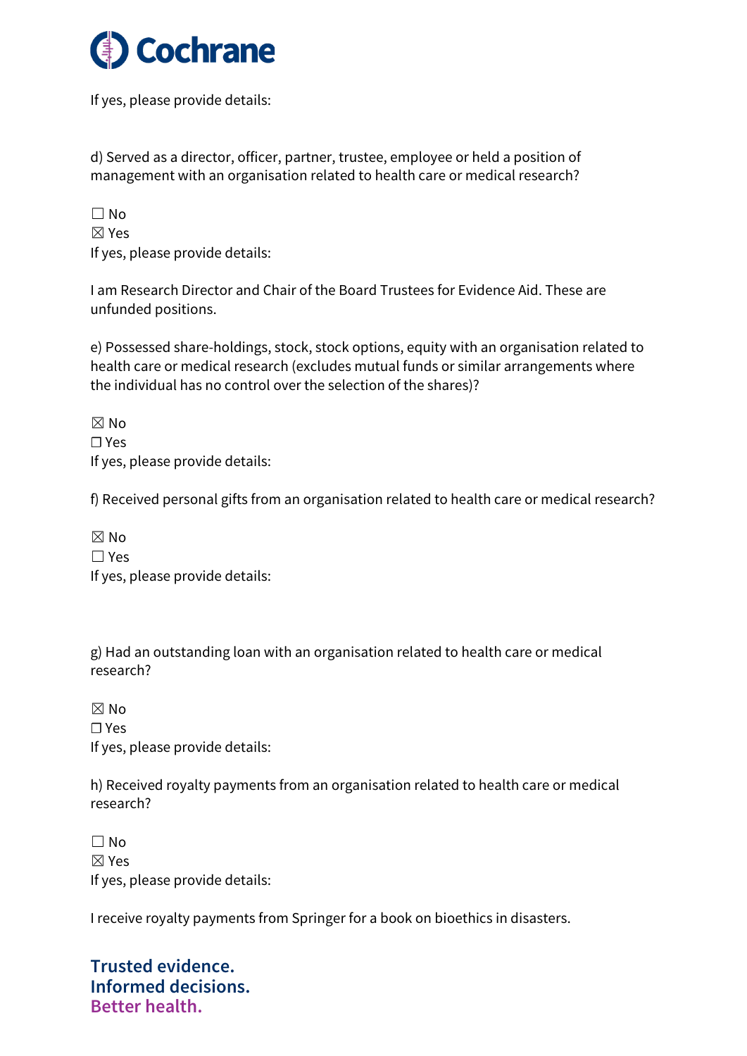If yes, please provide details:

d) Served as a director, officer, partner, trustee, employee or held a position of management with an organisation related to health care or medical research?

☐ No
☒ Yes
If yes, please provide details:

I am Research Director and Chair of the Board Trustees for Evidence Aid. These are unfunded positions.

e) Possessed share-holdings, stock, stock options, equity with an organisation related to health care or medical research (excludes mutual funds or similar arrangements where the individual has no control over the selection of the shares)?

☒ No
☐ Yes
If yes, please provide details:

f) Received personal gifts from an organisation related to health care or medical research?

☒ No
☐ Yes
If yes, please provide details:

g) Had an outstanding loan with an organisation related to health care or medical research?

☒ No
☐ Yes
If yes, please provide details:

h) Received royalty payments from an organisation related to health care or medical research?

☐ No
☒ Yes
If yes, please provide details:

I receive royalty payments from Springer for a book on bioethics in disasters.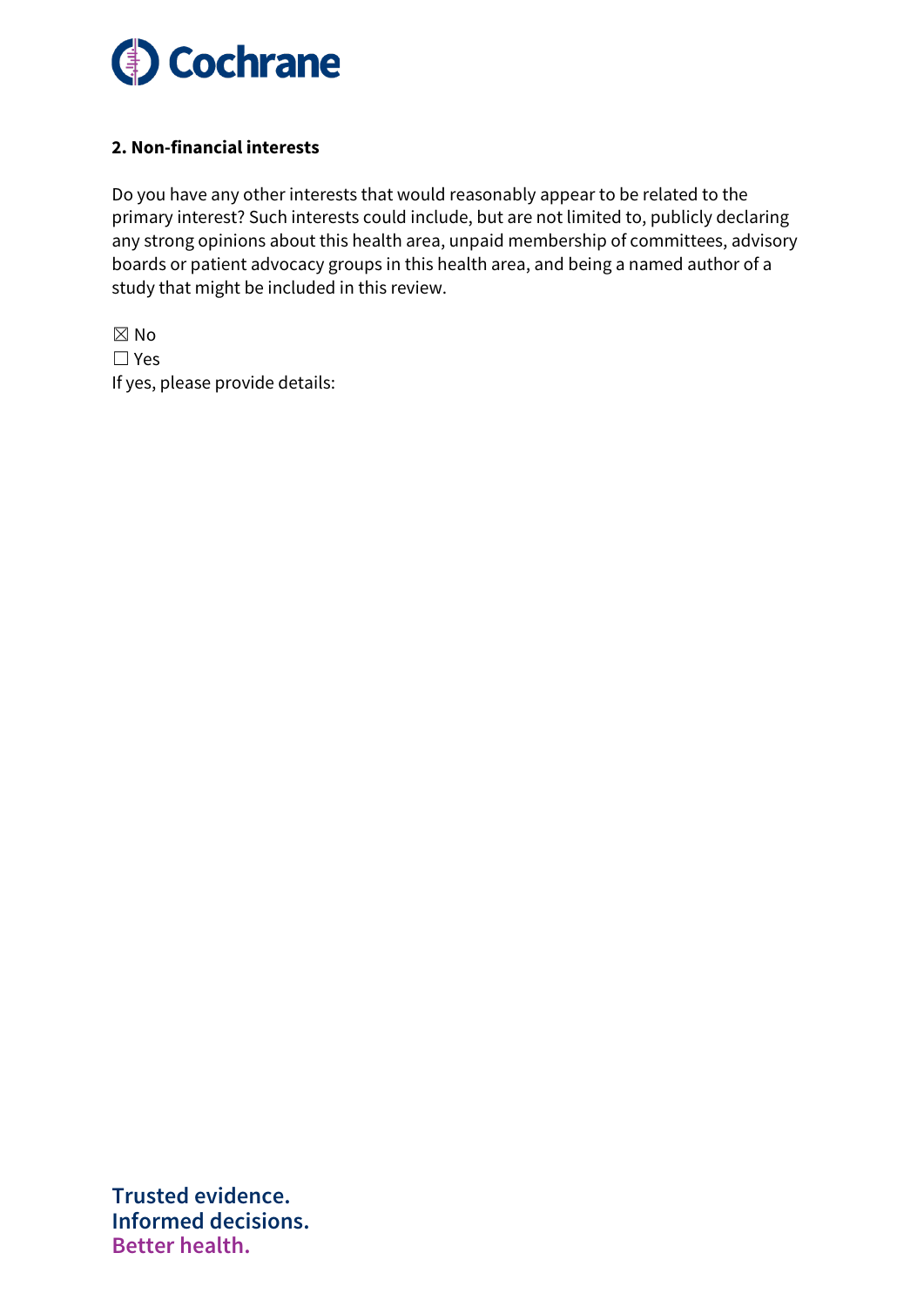**2. Non-financial interests**

Do you have any other interests that would reasonably appear to be related to the primary interest? Such interests could include, but are not limited to, publicly declaring any strong opinions about this health area, unpaid membership of committees, advisory boards or patient advocacy groups in this health area, and being a named author of a study that might be included in this review.

☒ No
☐ Yes
If yes, please provide details: